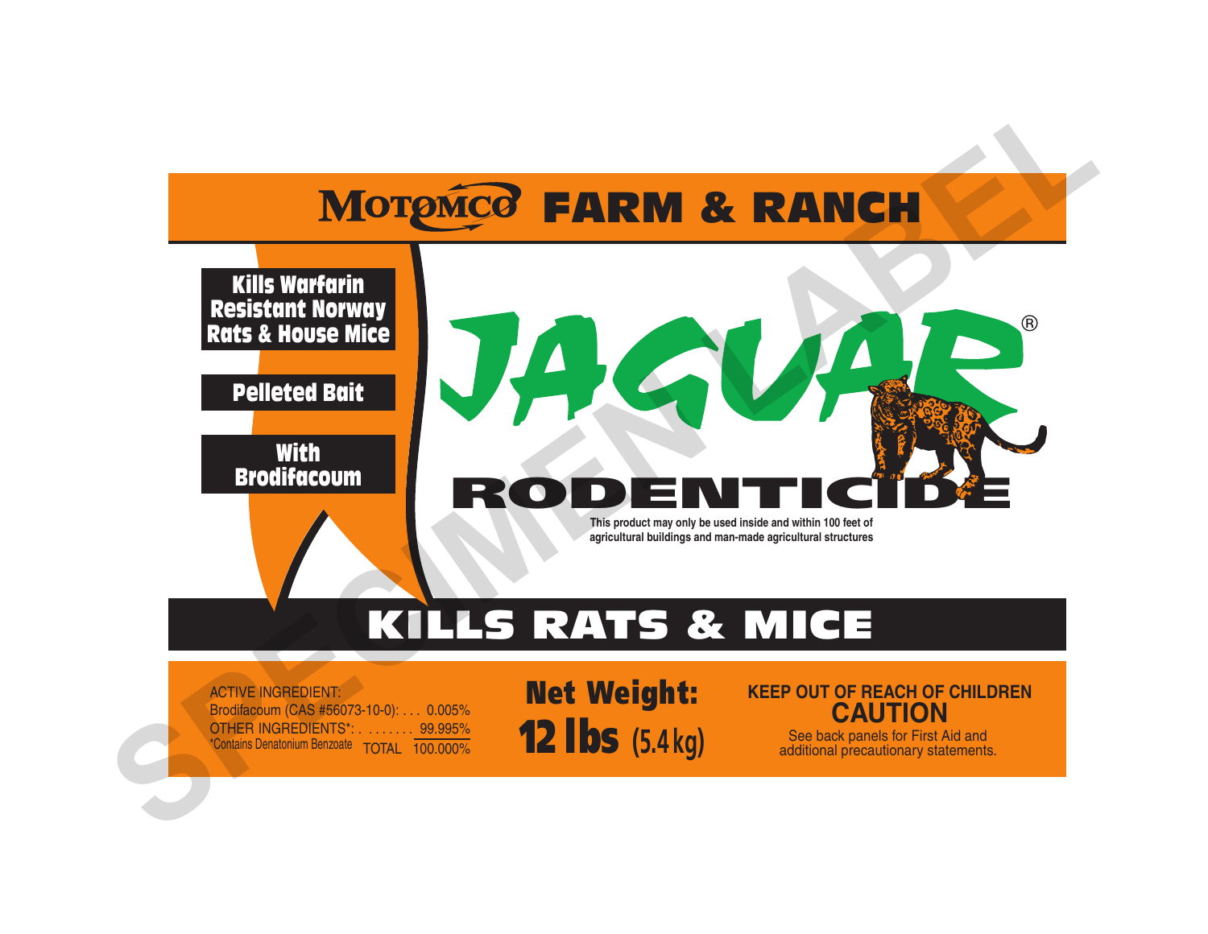# MOTOMCO FARM & RANCH

**Kills Warfarin Resistant Norway Rats & House Mice**

**Pelleted Bait**

**With Brodifacoum**

# JAGUAR®

# RODENTICIDE

**This product may only be used inside and within 100 feet of agricultural buildings and man-made agricultural structures**

## KILLS RATS & MICE

ACTIVE INGREDIENT:
Brodifacoum (CAS #56073-10-0): . . . 0.005%
OTHER INGREDIENTS*: . . . . . . . . 99.995%
*Contains Denatonium Benzoate TOTAL 100.000%

**Net Weight:**
**12 lbs (5.4 kg)**

**KEEP OUT OF REACH OF CHILDREN**
**CAUTION**
See back panels for First Aid and additional precautionary statements.

SPECIMEN LABEL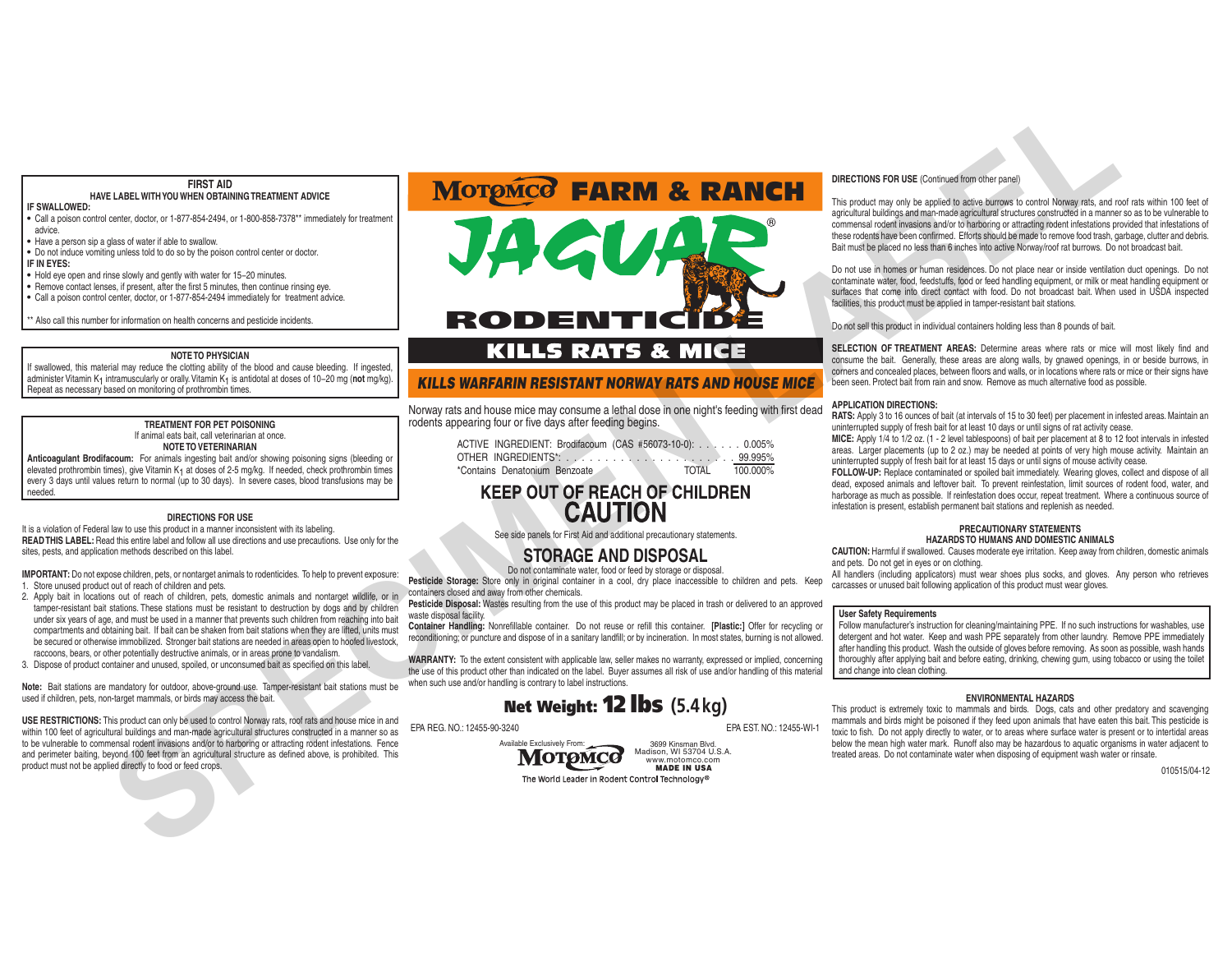## FIRST AID

**HAVE LABEL WITH YOU WHEN OBTAINING TREATMENT ADVICE**

**IF SWALLOWED:**

- Call a poison control center, doctor, or 1-877-854-2494, or 1-800-858-7378** immediately for treatment advice.
- Have a person sip a glass of water if able to swallow.
- Do not induce vomiting unless told to do so by the poison control center or doctor.

**IF IN EYES:**

- Hold eye open and rinse slowly and gently with water for 15–20 minutes.
- Remove contact lenses, if present, after the first 5 minutes, then continue rinsing eye.
- Call a poison control center, doctor, or 1-877-854-2494 immediately for treatment advice.

** Also call this number for information on health concerns and pesticide incidents.

### NOTE TO PHYSICIAN

If swallowed, this material may reduce the clotting ability of the blood and cause bleeding. If ingested, administer Vitamin $K_1$ intramuscularly or orally. Vitamin $K_1$ is antidotal at doses of 10–20 mg (**not** mg/kg). Repeat as necessary based on monitoring of prothrombin times.

### TREATMENT FOR PET POISONING

If animal eats bait, call veterinarian at once.

**NOTE TO VETERINARIAN**

**Anticoagulant Brodifacoum:** For animals ingesting bait and/or showing poisoning signs (bleeding or elevated prothrombin times), give Vitamin $K_1$ at doses of 2-5 mg/kg. If needed, check prothrombin times every 3 days until values return to normal (up to 30 days). In severe cases, blood transfusions may be needed.

### DIRECTIONS FOR USE

It is a violation of Federal law to use this product in a manner inconsistent with its labeling.

**READ THIS LABEL:** Read this entire label and follow all use directions and use precautions. Use only for the sites, pests, and application methods described on this label.

**IMPORTANT:** Do not expose children, pets, or nontarget animals to rodenticides. To help to prevent exposure:

1. Store unused product out of reach of children and pets.
2. Apply bait in locations out of reach of children, pets, domestic animals and nontarget wildlife, or in tamper-resistant bait stations. These stations must be resistant to destruction by dogs and by children under six years of age, and must be used in a manner that prevents such children from reaching into bait compartments and obtaining bait. If bait can be shaken from bait stations when they are lifted, units must be secured or otherwise immobilized. Stronger bait stations are needed in areas open to hoofed livestock, raccoons, bears, or other potentially destructive animals, or in areas prone to vandalism.
3. Dispose of product container and unused, spoiled, or unconsumed bait as specified on this label.

**Note:** Bait stations are mandatory for outdoor, above-ground use. Tamper-resistant bait stations must be used if children, pets, non-target mammals, or birds may access the bait.

**USE RESTRICTIONS:** This product can only be used to control Norway rats, roof rats and house mice in and within 100 feet of agricultural buildings and man-made agricultural structures constructed in a manner so as to be vulnerable to commensal rodent invasions and/or to harboring or attracting rodent infestations. Fence and perimeter baiting, beyond 100 feet from an agricultural structure as defined above, is prohibited. This product must not be applied directly to food or feed crops.

# MOTOMCO FARM & RANCH

# JAGUAR® RODENTICIDE

## KILLS RATS & MICE

***KILLS WARFARIN RESISTANT NORWAY RATS AND HOUSE MICE***

Norway rats and house mice may consume a lethal dose in one night's feeding with first dead rodents appearing four or five days after feeding begins.

| | | |
|---|---|---|
| ACTIVE INGREDIENT: Brodifacoum (CAS #56073-10-0): | | 0.005% |
| OTHER INGREDIENTS*: | | 99.995% |
| *Contains Denatonium Benzoate | TOTAL | 100.000% |

## KEEP OUT OF REACH OF CHILDREN
## CAUTION

See side panels for First Aid and additional precautionary statements.

## STORAGE AND DISPOSAL

Do not contaminate water, food or feed by storage or disposal.

**Pesticide Storage:** Store only in original container in a cool, dry place inaccessible to children and pets. Keep containers closed and away from other chemicals.

**Pesticide Disposal:** Wastes resulting from the use of this product may be placed in trash or delivered to an approved waste disposal facility.

**Container Handling:** Nonrefillable container. Do not reuse or refill this container. **[Plastic:]** Offer for recycling or reconditioning; or puncture and dispose of in a sanitary landfill; or by incineration. In most states, burning is not allowed.

**WARRANTY:** To the extent consistent with applicable law, seller makes no warranty, expressed or implied, concerning the use of this product other than indicated on the label. Buyer assumes all risk of use and/or handling of this material when such use and/or handling is contrary to label instructions.

**Net Weight: 12 lbs (5.4 kg)**

EPA REG. NO.: 12455-90-3240

EPA EST. NO.: 12455-WI-1

Available Exclusively From: MOTOMCO

3699 Kinsman Blvd.
Madison, WI 53704 U.S.A.
www.motomco.com
**MADE IN USA**

The World Leader in Rodent Control Technology®

**DIRECTIONS FOR USE** (Continued from other panel)

This product may only be applied to active burrows to control Norway rats, and roof rats within 100 feet of agricultural buildings and man-made agricultural structures constructed in a manner so as to be vulnerable to commensal rodent invasions and/or to harboring or attracting rodent infestations provided that infestations of these rodents have been confirmed. Efforts should be made to remove food trash, garbage, clutter and debris. Bait must be placed no less than 6 inches into active Norway/roof rat burrows. Do not broadcast bait.

Do not use in homes or human residences. Do not place near or inside ventilation duct openings. Do not contaminate water, food, feedstuffs, food or feed handling equipment, or milk or meat handling equipment or surfaces that come into direct contact with food. Do not broadcast bait. When used in USDA inspected facilities, this product must be applied in tamper-resistant bait stations.

Do not sell this product in individual containers holding less than 8 pounds of bait.

**SELECTION OF TREATMENT AREAS:** Determine areas where rats or mice will most likely find and consume the bait. Generally, these areas are along walls, by gnawed openings, in or beside burrows, in corners and concealed places, between floors and walls, or in locations where rats or mice or their signs have been seen. Protect bait from rain and snow. Remove as much alternative food as possible.

**APPLICATION DIRECTIONS:**

**RATS:** Apply 3 to 16 ounces of bait (at intervals of 15 to 30 feet) per placement in infested areas. Maintain an uninterrupted supply of fresh bait for at least 10 days or until signs of rat activity cease.

**MICE:** Apply 1/4 to 1/2 oz. (1 - 2 level tablespoons) of bait per placement at 8 to 12 foot intervals in infested areas. Larger placements (up to 2 oz.) may be needed at points of very high mouse activity. Maintain an uninterrupted supply of fresh bait for at least 15 days or until signs of mouse activity cease.

**FOLLOW-UP:** Replace contaminated or spoiled bait immediately. Wearing gloves, collect and dispose of all dead, exposed animals and leftover bait. To prevent reinfestation, limit sources of rodent food, water, and harborage as much as possible. If reinfestation does occur, repeat treatment. Where a continuous source of infestation is present, establish permanent bait stations and replenish as needed.

### PRECAUTIONARY STATEMENTS
### HAZARDS TO HUMANS AND DOMESTIC ANIMALS

**CAUTION:** Harmful if swallowed. Causes moderate eye irritation. Keep away from children, domestic animals and pets. Do not get in eyes or on clothing.

All handlers (including applicators) must wear shoes plus socks, and gloves. Any person who retrieves carcasses or unused bait following application of this product must wear gloves.

**User Safety Requirements**

Follow manufacturer's instruction for cleaning/maintaining PPE. If no such instructions for washables, use detergent and hot water. Keep and wash PPE separately from other laundry. Remove PPE immediately after handling this product. Wash the outside of gloves before removing. As soon as possible, wash hands thoroughly after applying bait and before eating, drinking, chewing gum, using tobacco or using the toilet and change into clean clothing.

### ENVIRONMENTAL HAZARDS

This product is extremely toxic to mammals and birds. Dogs, cats and other predatory and scavenging mammals and birds might be poisoned if they feed upon animals that have eaten this bait. This pesticide is toxic to fish. Do not apply directly to water, or to areas where surface water is present or to intertidal areas below the mean high water mark. Runoff also may be hazardous to aquatic organisms in water adjacent to treated areas. Do not contaminate water when disposing of equipment wash water or rinsate.

010515/04-12